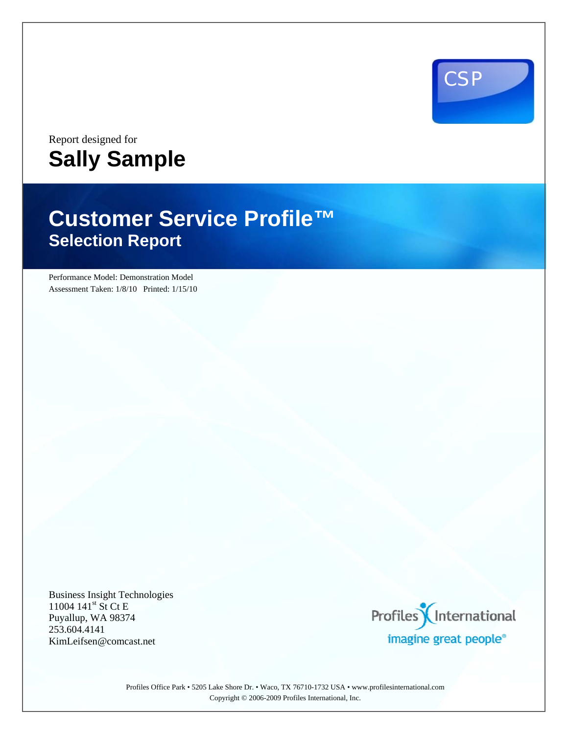CSP

Report designed for

# Sally Sample

# Customer Service Profile™

## Selection Report

Performance Model: Demonstration Model

Assessment Taken: 1/8/10 Printed: 1/15/10

Business Insight Technologies
11004 141st St Ct E
Puyallup, WA 98374
253.604.4141
KimLeifsen@comcast.net

Profiles International
imagine great people®

Profiles Office Park • 5205 Lake Shore Dr. • Waco, TX 76710-1732 USA • www.profilesinternational.com
Copyright © 2006-2009 Profiles International, Inc.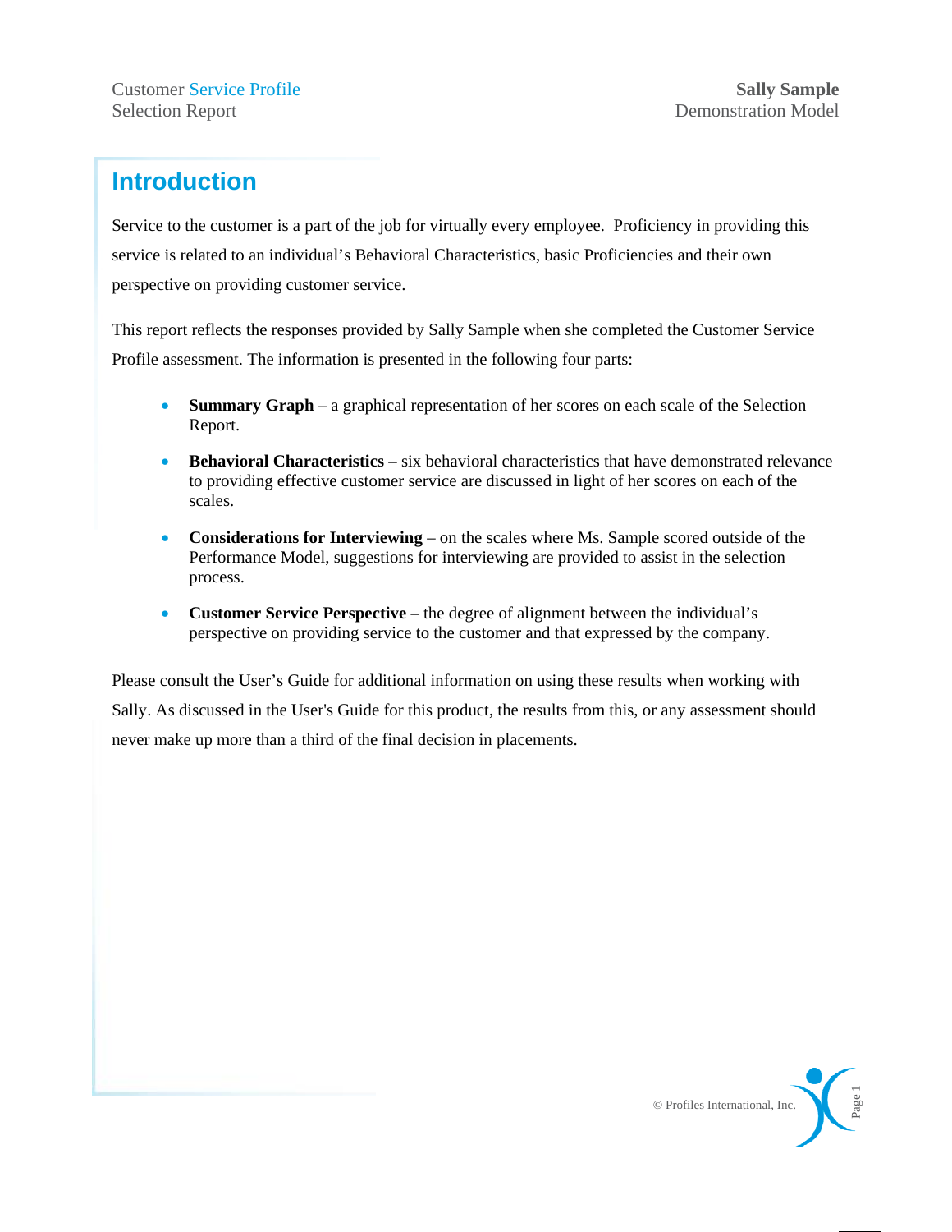# Introduction

Service to the customer is a part of the job for virtually every employee. Proficiency in providing this service is related to an individual's Behavioral Characteristics, basic Proficiencies and their own perspective on providing customer service.

This report reflects the responses provided by Sally Sample when she completed the Customer Service Profile assessment. The information is presented in the following four parts:

- **Summary Graph** – a graphical representation of her scores on each scale of the Selection Report.
- **Behavioral Characteristics** – six behavioral characteristics that have demonstrated relevance to providing effective customer service are discussed in light of her scores on each of the scales.
- **Considerations for Interviewing** – on the scales where Ms. Sample scored outside of the Performance Model, suggestions for interviewing are provided to assist in the selection process.
- **Customer Service Perspective** – the degree of alignment between the individual's perspective on providing service to the customer and that expressed by the company.

Please consult the User's Guide for additional information on using these results when working with Sally. As discussed in the User's Guide for this product, the results from this, or any assessment should never make up more than a third of the final decision in placements.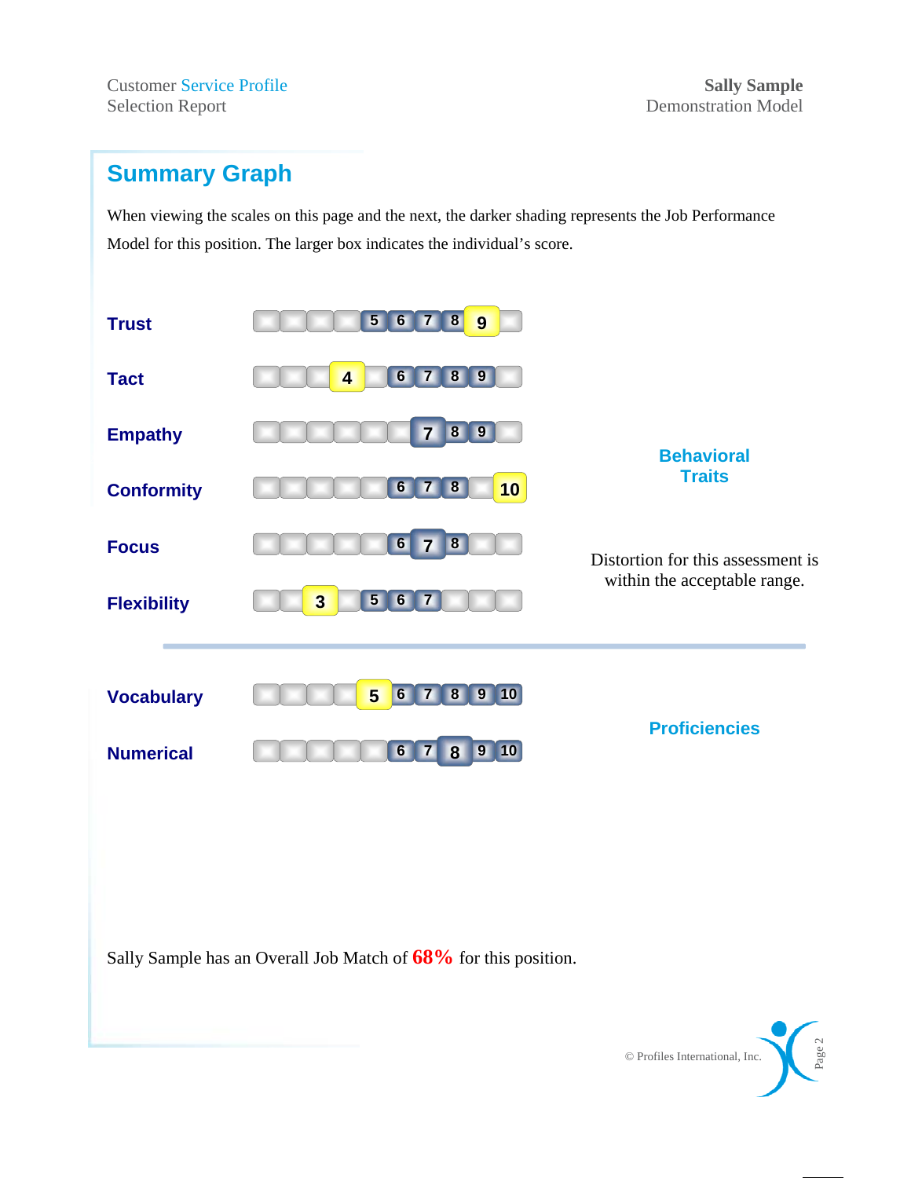## Summary Graph

When viewing the scales on this page and the next, the darker shading represents the Job Performance Model for this position. The larger box indicates the individual's score.

### Behavioral Traits

| Trait | Job Performance Model | Score |
|---|---|---|
| Trust | 5 6 7 8 9 | 9 |
| Tact | 6 7 8 9 | 4 |
| Empathy | 7 8 9 | 7 |
| Conformity | 6 7 8 | 10 |
| Focus | 6 7 8 | 7 |
| Flexibility | 5 6 7 | 3 |

Distortion for this assessment is within the acceptable range.

### Proficiencies

| Proficiency | Job Performance Model | Score |
|---|---|---|
| Vocabulary | 6 7 8 9 10 | 5 |
| Numerical | 6 7 8 9 10 | 8 |

Sally Sample has an Overall Job Match of **68%** for this position.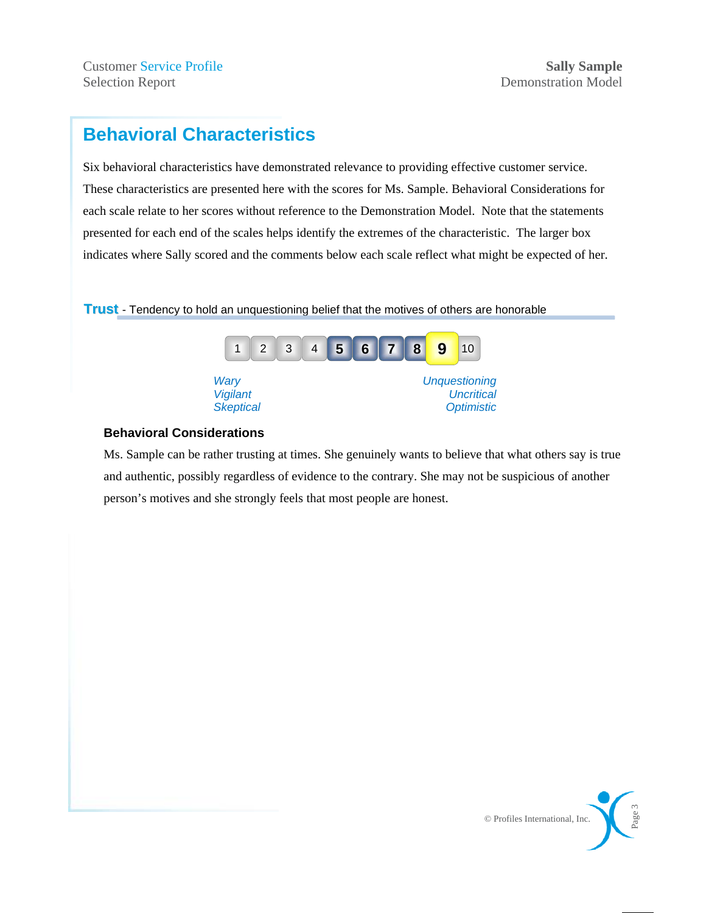# Behavioral Characteristics

Six behavioral characteristics have demonstrated relevance to providing effective customer service. These characteristics are presented here with the scores for Ms. Sample. Behavioral Considerations for each scale relate to her scores without reference to the Demonstration Model. Note that the statements presented for each end of the scales helps identify the extremes of the characteristic. The larger box indicates where Sally scored and the comments below each scale reflect what might be expected of her.

## Trust - Tendency to hold an unquestioning belief that the motives of others are honorable

1 2 3 4 **5** **6** **7** **8** **9** 10

| *Wary* | *Unquestioning* |
|---|---|
| *Vigilant* | *Uncritical* |
| *Skeptical* | *Optimistic* |

### Behavioral Considerations

Ms. Sample can be rather trusting at times. She genuinely wants to believe that what others say is true and authentic, possibly regardless of evidence to the contrary. She may not be suspicious of another person's motives and she strongly feels that most people are honest.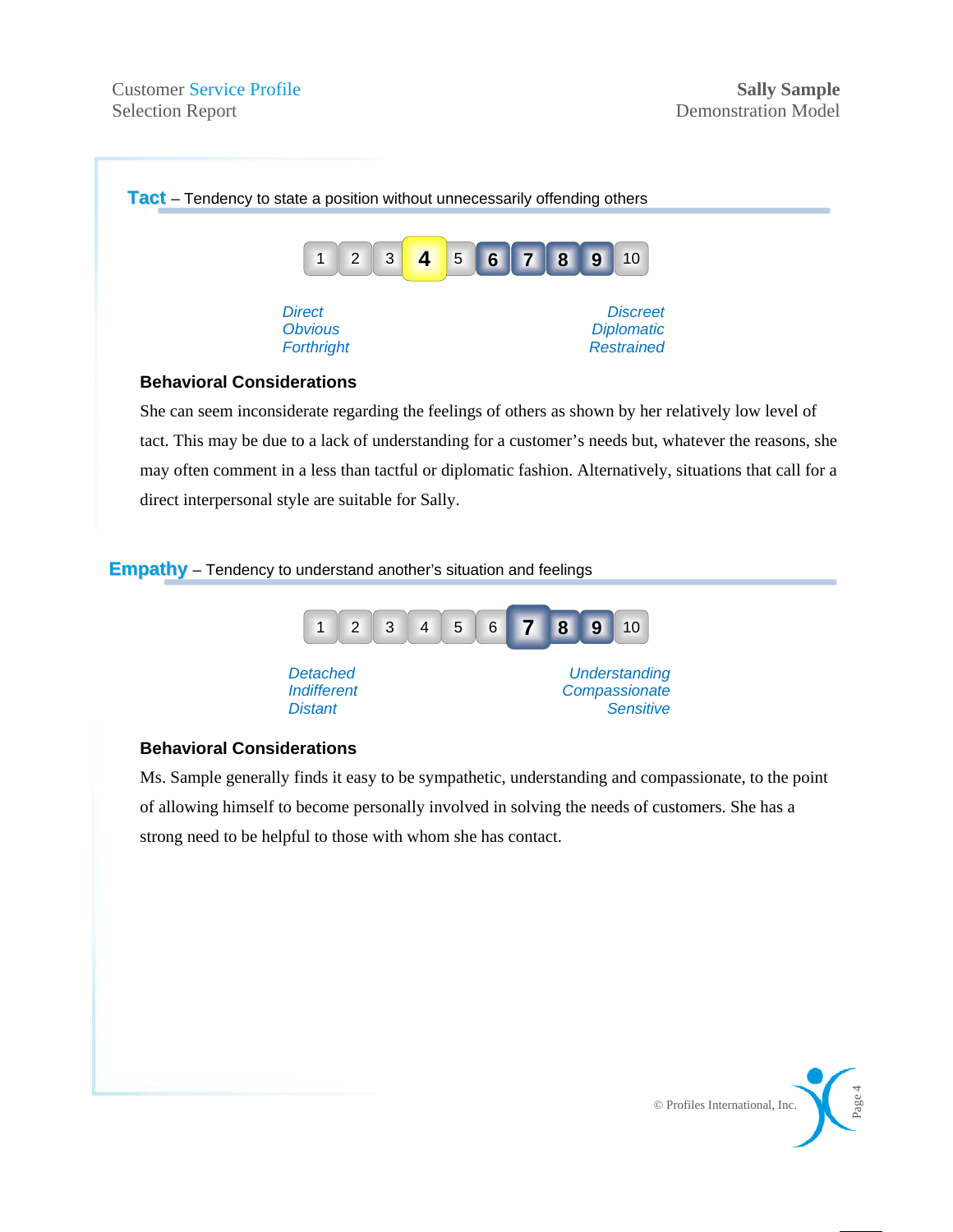## Tact – Tendency to state a position without unnecessarily offending others

1 | 2 | 3 | **4** | 5 | **6** | **7** | **8** | **9** | 10

| *Direct* | *Discreet* |
|---|---|
| *Obvious* | *Diplomatic* |
| *Forthright* | *Restrained* |

### Behavioral Considerations

She can seem inconsiderate regarding the feelings of others as shown by her relatively low level of tact. This may be due to a lack of understanding for a customer's needs but, whatever the reasons, she may often comment in a less than tactful or diplomatic fashion. Alternatively, situations that call for a direct interpersonal style are suitable for Sally.

## Empathy – Tendency to understand another's situation and feelings

1 | 2 | 3 | 4 | 5 | 6 | **7** | **8** | **9** | 10

| *Detached* | *Understanding* |
|---|---|
| *Indifferent* | *Compassionate* |
| *Distant* | *Sensitive* |

### Behavioral Considerations

Ms. Sample generally finds it easy to be sympathetic, understanding and compassionate, to the point of allowing himself to become personally involved in solving the needs of customers. She has a strong need to be helpful to those with whom she has contact.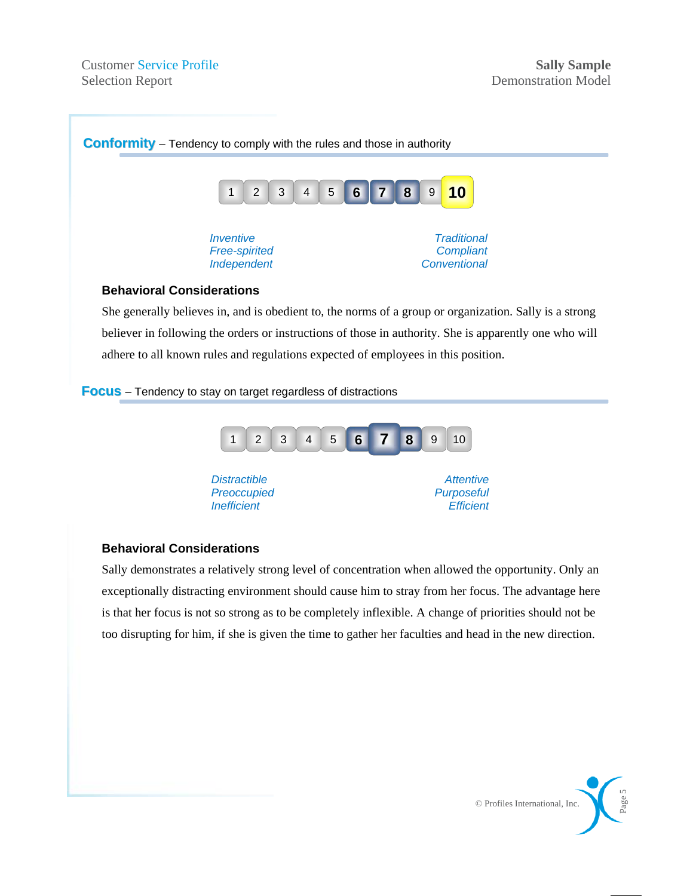## **Conformity** – Tendency to comply with the rules and those in authority

1 | 2 | 3 | 4 | 5 | **6** | **7** | **8** | 9 | **10**

*Inventive*
*Free-spirited*
*Independent*

*Traditional*
*Compliant*
*Conventional*

### Behavioral Considerations

She generally believes in, and is obedient to, the norms of a group or organization. Sally is a strong believer in following the orders or instructions of those in authority. She is apparently one who will adhere to all known rules and regulations expected of employees in this position.

## **Focus** – Tendency to stay on target regardless of distractions

1 | 2 | 3 | 4 | 5 | **6** | **7** | **8** | 9 | 10

*Distractible*
*Preoccupied*
*Inefficient*

*Attentive*
*Purposeful*
*Efficient*

### Behavioral Considerations

Sally demonstrates a relatively strong level of concentration when allowed the opportunity. Only an exceptionally distracting environment should cause him to stray from her focus. The advantage here is that her focus is not so strong as to be completely inflexible. A change of priorities should not be too disrupting for him, if she is given the time to gather her faculties and head in the new direction.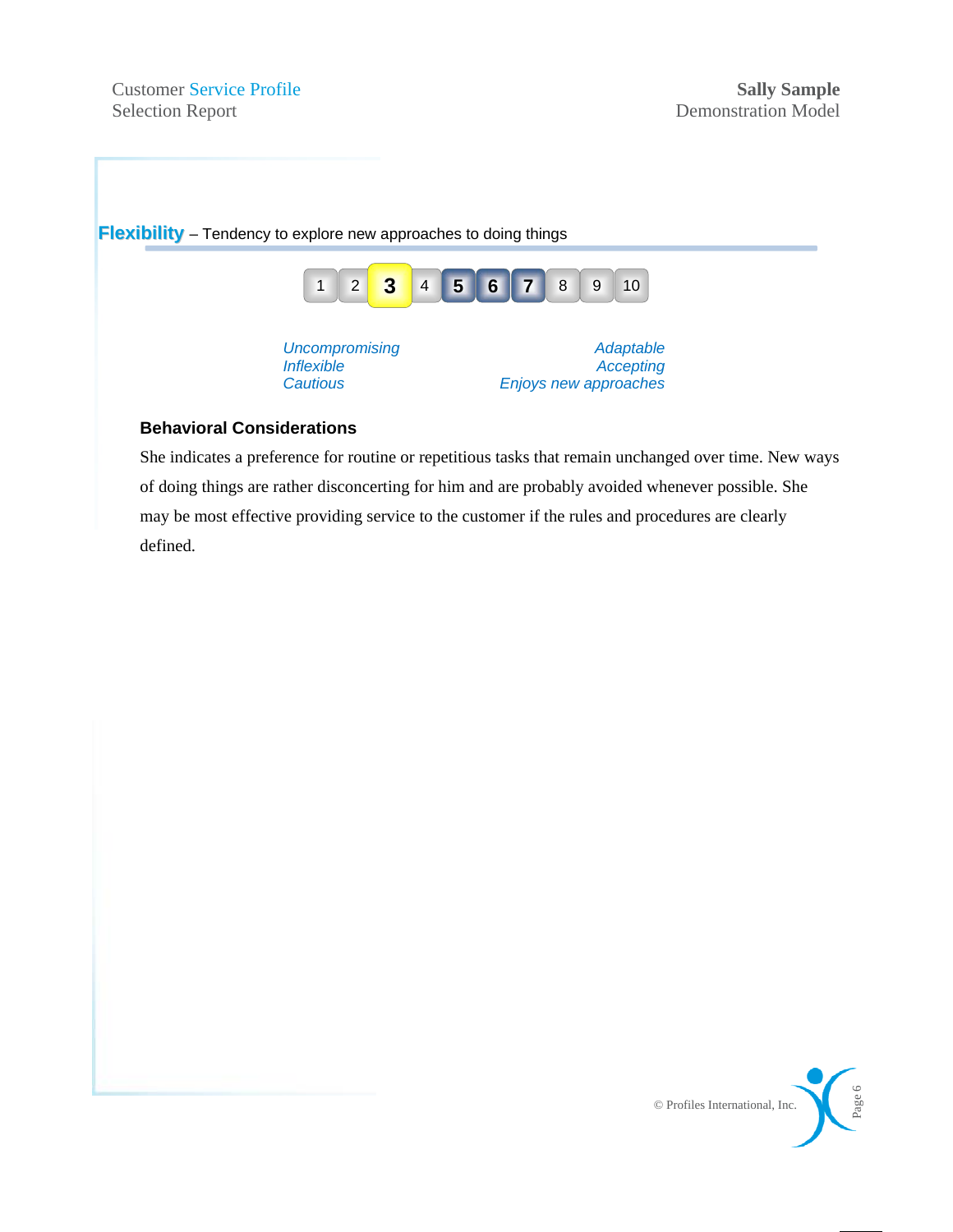**Flexibility** – Tendency to explore new approaches to doing things

| 1 | 2 | **3** | 4 | **5** | **6** | **7** | 8 | 9 | 10 |
|---|---|---|---|---|---|---|---|---|---|

*Uncompromising*
*Inflexible*
*Cautious*

*Adaptable*
*Accepting*
*Enjoys new approaches*

### Behavioral Considerations

She indicates a preference for routine or repetitious tasks that remain unchanged over time. New ways of doing things are rather disconcerting for him and are probably avoided whenever possible. She may be most effective providing service to the customer if the rules and procedures are clearly defined.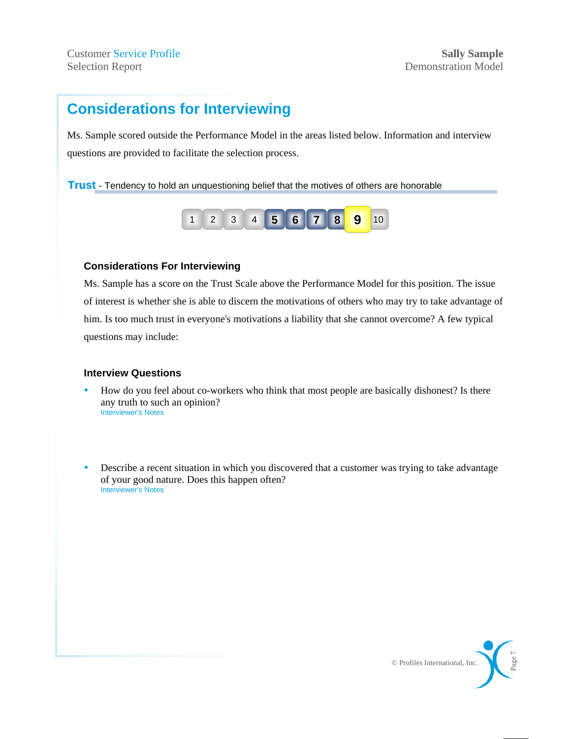## Considerations for Interviewing

Ms. Sample scored outside the Performance Model in the areas listed below. Information and interview questions are provided to facilitate the selection process.

**Trust** - Tendency to hold an unquestioning belief that the motives of others are honorable

| 1 | 2 | 3 | 4 | **5** | **6** | **7** | **8** | **9** | 10 |
|---|---|---|---|---|---|---|---|---|---|

#### Considerations For Interviewing

Ms. Sample has a score on the Trust Scale above the Performance Model for this position. The issue of interest is whether she is able to discern the motivations of others who may try to take advantage of him. Is too much trust in everyone's motivations a liability that she cannot overcome? A few typical questions may include:

#### Interview Questions

- How do you feel about co-workers who think that most people are basically dishonest? Is there any truth to such an opinion?
  Interviewer's Notes

- Describe a recent situation in which you discovered that a customer was trying to take advantage of your good nature. Does this happen often?
  Interviewer's Notes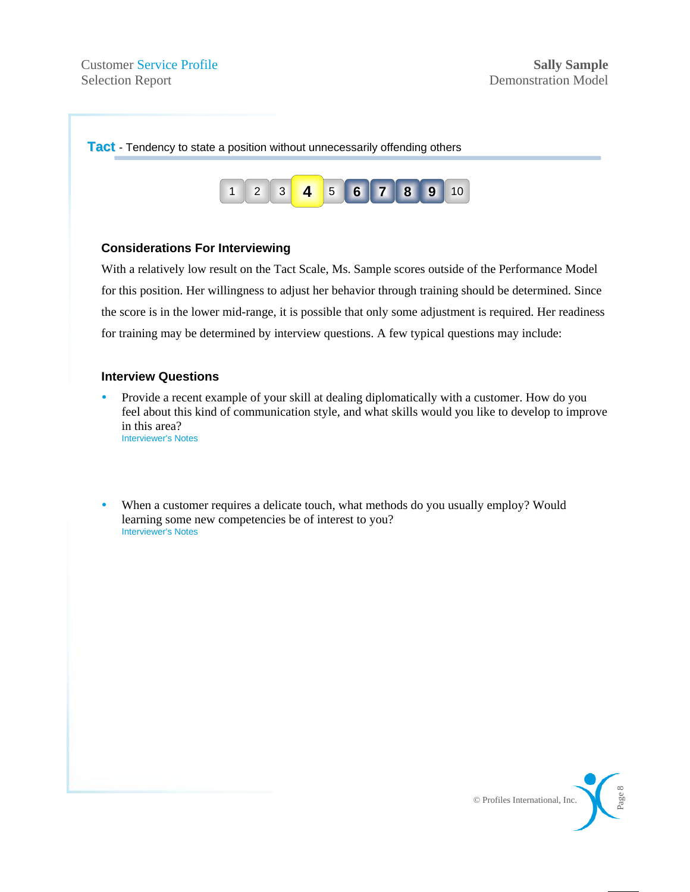**Tact** - Tendency to state a position without unnecessarily offending others

| 1 | 2 | 3 | **4** | 5 | **6** | **7** | **8** | **9** | 10 |
|---|---|---|---|---|---|---|---|---|---|

### Considerations For Interviewing

With a relatively low result on the Tact Scale, Ms. Sample scores outside of the Performance Model for this position. Her willingness to adjust her behavior through training should be determined. Since the score is in the lower mid-range, it is possible that only some adjustment is required. Her readiness for training may be determined by interview questions. A few typical questions may include:

### Interview Questions

- Provide a recent example of your skill at dealing diplomatically with a customer. How do you feel about this kind of communication style, and what skills would you like to develop to improve in this area?
  Interviewer's Notes

- When a customer requires a delicate touch, what methods do you usually employ? Would learning some new competencies be of interest to you?
  Interviewer's Notes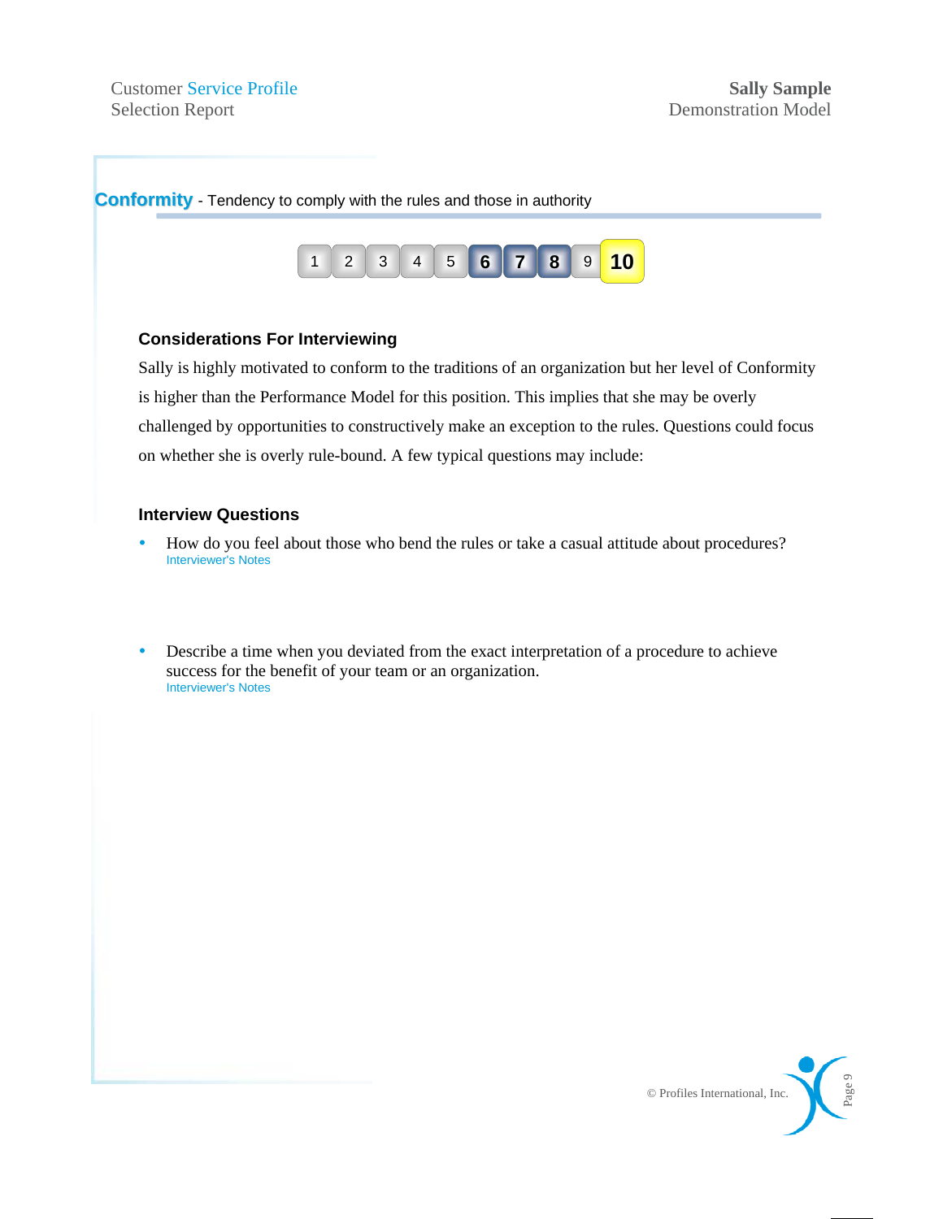## Conformity - Tendency to comply with the rules and those in authority

1 | 2 | 3 | 4 | 5 | **6** | **7** | **8** | 9 | **10**

### Considerations For Interviewing

Sally is highly motivated to conform to the traditions of an organization but her level of Conformity is higher than the Performance Model for this position. This implies that she may be overly challenged by opportunities to constructively make an exception to the rules. Questions could focus on whether she is overly rule-bound. A few typical questions may include:

### Interview Questions

- How do you feel about those who bend the rules or take a casual attitude about procedures?
  Interviewer's Notes

- Describe a time when you deviated from the exact interpretation of a procedure to achieve success for the benefit of your team or an organization.
  Interviewer's Notes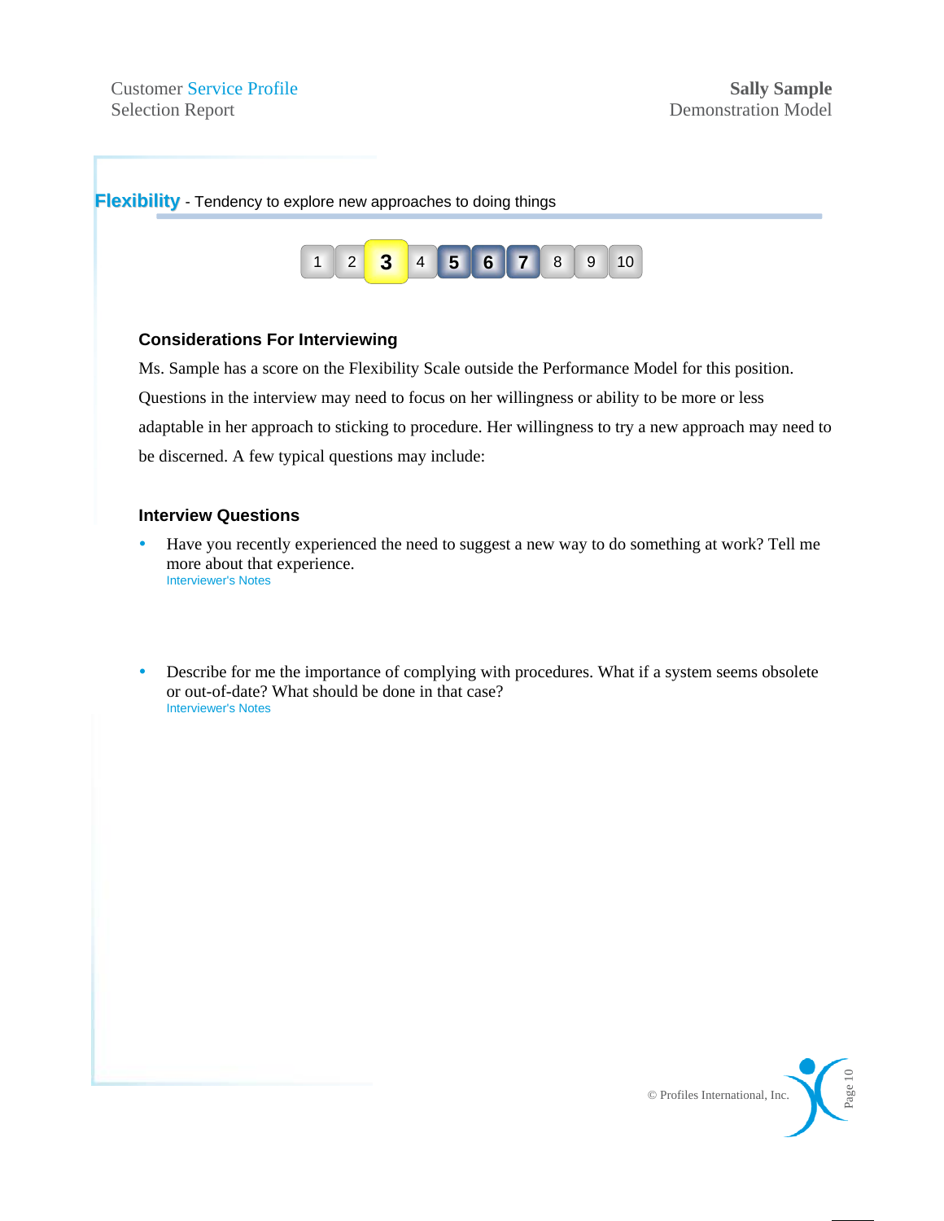## Flexibility - Tendency to explore new approaches to doing things

| 1 | 2 | **3** | 4 | **5** | **6** | **7** | 8 | 9 | 10 |
|---|---|---|---|---|---|---|---|---|---|

### Considerations For Interviewing

Ms. Sample has a score on the Flexibility Scale outside the Performance Model for this position. Questions in the interview may need to focus on her willingness or ability to be more or less adaptable in her approach to sticking to procedure. Her willingness to try a new approach may need to be discerned. A few typical questions may include:

### Interview Questions

- Have you recently experienced the need to suggest a new way to do something at work? Tell me more about that experience.
  Interviewer's Notes

- Describe for me the importance of complying with procedures. What if a system seems obsolete or out-of-date? What should be done in that case?
  Interviewer's Notes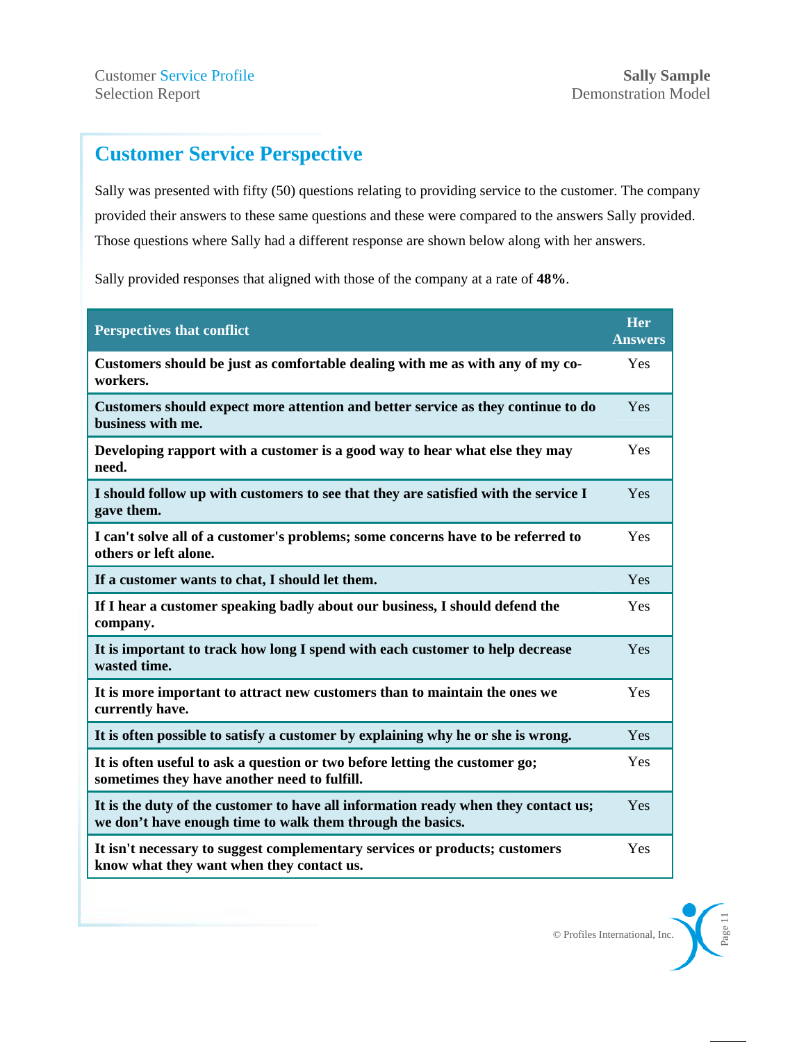## Customer Service Perspective

Sally was presented with fifty (50) questions relating to providing service to the customer. The company provided their answers to these same questions and these were compared to the answers Sally provided. Those questions where Sally had a different response are shown below along with her answers.

Sally provided responses that aligned with those of the company at a rate of **48%**.

| Perspectives that conflict | Her Answers |
|---|---|
| **Customers should be just as comfortable dealing with me as with any of my co-workers.** | Yes |
| **Customers should expect more attention and better service as they continue to do business with me.** | Yes |
| **Developing rapport with a customer is a good way to hear what else they may need.** | Yes |
| **I should follow up with customers to see that they are satisfied with the service I gave them.** | Yes |
| **I can't solve all of a customer's problems; some concerns have to be referred to others or left alone.** | Yes |
| **If a customer wants to chat, I should let them.** | Yes |
| **If I hear a customer speaking badly about our business, I should defend the company.** | Yes |
| **It is important to track how long I spend with each customer to help decrease wasted time.** | Yes |
| **It is more important to attract new customers than to maintain the ones we currently have.** | Yes |
| **It is often possible to satisfy a customer by explaining why he or she is wrong.** | Yes |
| **It is often useful to ask a question or two before letting the customer go; sometimes they have another need to fulfill.** | Yes |
| **It is the duty of the customer to have all information ready when they contact us; we don't have enough time to walk them through the basics.** | Yes |
| **It isn't necessary to suggest complementary services or products; customers know what they want when they contact us.** | Yes |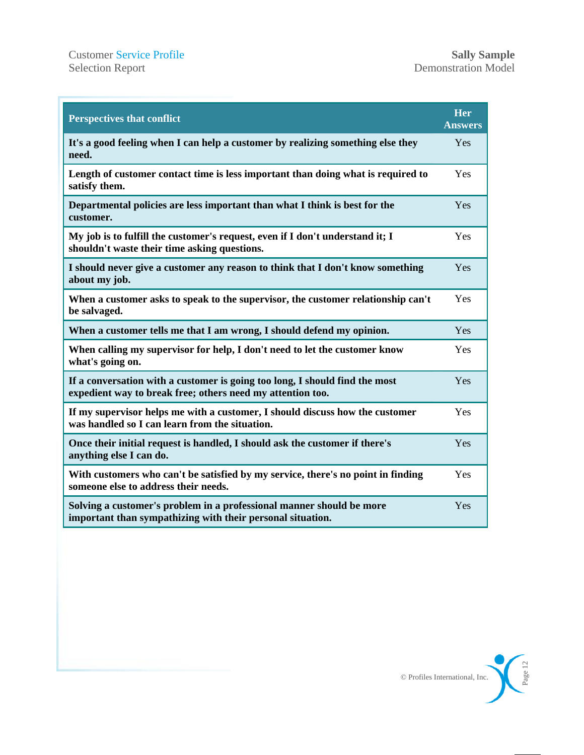| Perspectives that conflict | Her Answers |
|---|---|
| **It's a good feeling when I can help a customer by realizing something else they need.** | Yes |
| **Length of customer contact time is less important than doing what is required to satisfy them.** | Yes |
| **Departmental policies are less important than what I think is best for the customer.** | Yes |
| **My job is to fulfill the customer's request, even if I don't understand it; I shouldn't waste their time asking questions.** | Yes |
| **I should never give a customer any reason to think that I don't know something about my job.** | Yes |
| **When a customer asks to speak to the supervisor, the customer relationship can't be salvaged.** | Yes |
| **When a customer tells me that I am wrong, I should defend my opinion.** | Yes |
| **When calling my supervisor for help, I don't need to let the customer know what's going on.** | Yes |
| **If a conversation with a customer is going too long, I should find the most expedient way to break free; others need my attention too.** | Yes |
| **If my supervisor helps me with a customer, I should discuss how the customer was handled so I can learn from the situation.** | Yes |
| **Once their initial request is handled, I should ask the customer if there's anything else I can do.** | Yes |
| **With customers who can't be satisfied by my service, there's no point in finding someone else to address their needs.** | Yes |
| **Solving a customer's problem in a professional manner should be more important than sympathizing with their personal situation.** | Yes |